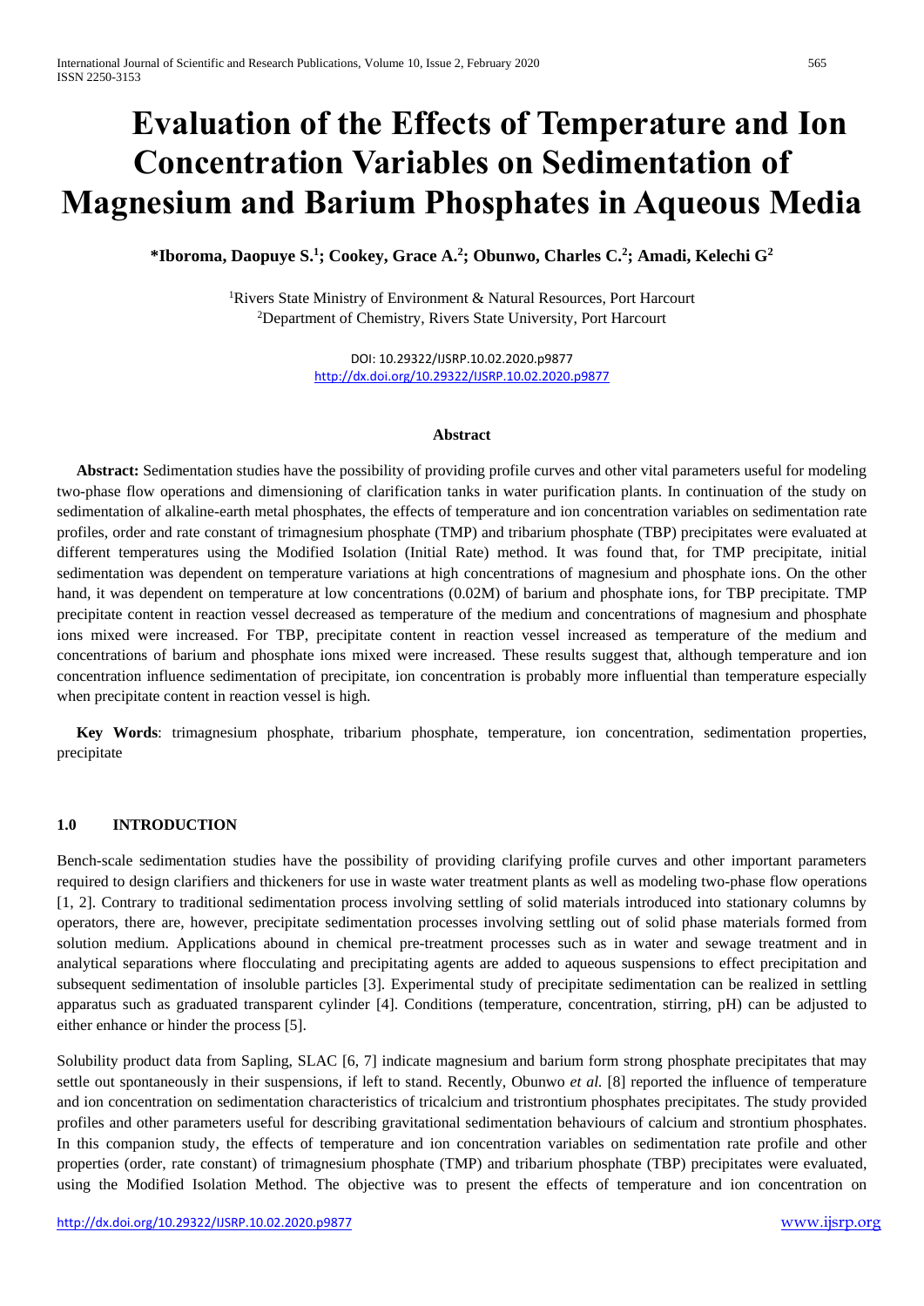# Evaluation of the Effects of Temperature and Ion Concentration Variables on Sedimentation of Magnesium and Barium Phosphates in Aqueous Media

**\*Iboroma, Daopuye S.[1]; Cookey, Grace A.[2]; Obunwo, Charles C.[2]; Amadi, Kelechi G[2]**

[1]Rivers State Ministry of Environment & Natural Resources, Port Harcourt
[2]Department of Chemistry, Rivers State University, Port Harcourt

DOI: 10.29322/IJSRP.10.02.2020.p9877
http://dx.doi.org/10.29322/IJSRP.10.02.2020.p9877

### Abstract

**Abstract:** Sedimentation studies have the possibility of providing profile curves and other vital parameters useful for modeling two-phase flow operations and dimensioning of clarification tanks in water purification plants. In continuation of the study on sedimentation of alkaline-earth metal phosphates, the effects of temperature and ion concentration variables on sedimentation rate profiles, order and rate constant of trimagnesium phosphate (TMP) and tribarium phosphate (TBP) precipitates were evaluated at different temperatures using the Modified Isolation (Initial Rate) method. It was found that, for TMP precipitate, initial sedimentation was dependent on temperature variations at high concentrations of magnesium and phosphate ions. On the other hand, it was dependent on temperature at low concentrations (0.02M) of barium and phosphate ions, for TBP precipitate. TMP precipitate content in reaction vessel decreased as temperature of the medium and concentrations of magnesium and phosphate ions mixed were increased. For TBP, precipitate content in reaction vessel increased as temperature of the medium and concentrations of barium and phosphate ions mixed were increased. These results suggest that, although temperature and ion concentration influence sedimentation of precipitate, ion concentration is probably more influential than temperature especially when precipitate content in reaction vessel is high.

**Key Words**: trimagnesium phosphate, tribarium phosphate, temperature, ion concentration, sedimentation properties, precipitate

## 1.0 INTRODUCTION

Bench-scale sedimentation studies have the possibility of providing clarifying profile curves and other important parameters required to design clarifiers and thickeners for use in waste water treatment plants as well as modeling two-phase flow operations [1, 2]. Contrary to traditional sedimentation process involving settling of solid materials introduced into stationary columns by operators, there are, however, precipitate sedimentation processes involving settling out of solid phase materials formed from solution medium. Applications abound in chemical pre-treatment processes such as in water and sewage treatment and in analytical separations where flocculating and precipitating agents are added to aqueous suspensions to effect precipitation and subsequent sedimentation of insoluble particles [3]. Experimental study of precipitate sedimentation can be realized in settling apparatus such as graduated transparent cylinder [4]. Conditions (temperature, concentration, stirring, pH) can be adjusted to either enhance or hinder the process [5].

Solubility product data from Sapling, SLAC [6, 7] indicate magnesium and barium form strong phosphate precipitates that may settle out spontaneously in their suspensions, if left to stand. Recently, Obunwo *et al.* [8] reported the influence of temperature and ion concentration on sedimentation characteristics of tricalcium and tristrontium phosphates precipitates. The study provided profiles and other parameters useful for describing gravitational sedimentation behaviours of calcium and strontium phosphates. In this companion study, the effects of temperature and ion concentration variables on sedimentation rate profile and other properties (order, rate constant) of trimagnesium phosphate (TMP) and tribarium phosphate (TBP) precipitates were evaluated, using the Modified Isolation Method. The objective was to present the effects of temperature and ion concentration on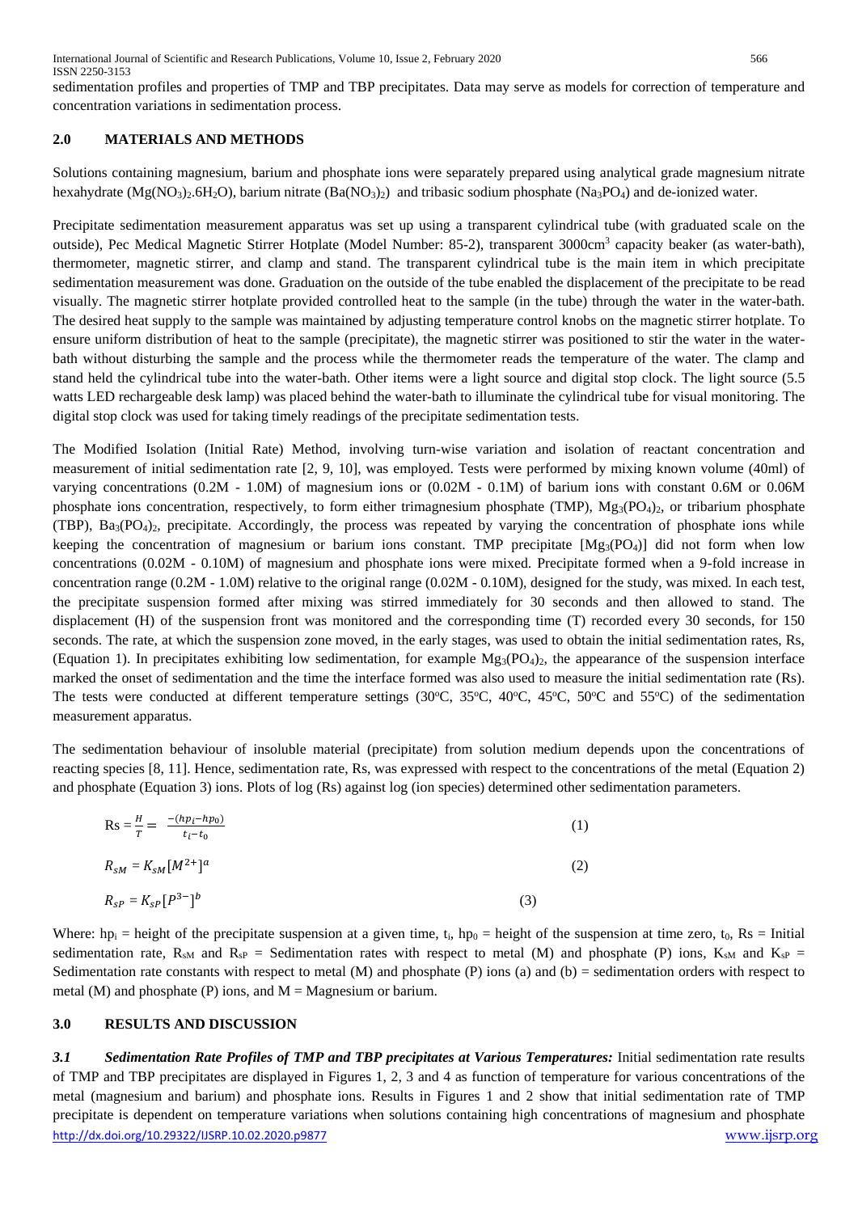sedimentation profiles and properties of TMP and TBP precipitates. Data may serve as models for correction of temperature and concentration variations in sedimentation process.

## 2.0 MATERIALS AND METHODS

Solutions containing magnesium, barium and phosphate ions were separately prepared using analytical grade magnesium nitrate hexahydrate ($Mg(NO_3)_2.6H_2O$), barium nitrate ($Ba(NO_3)_2$) and tribasic sodium phosphate ($Na_3PO_4$) and de-ionized water.

Precipitate sedimentation measurement apparatus was set up using a transparent cylindrical tube (with graduated scale on the outside), Pec Medical Magnetic Stirrer Hotplate (Model Number: 85-2), transparent 3000cm$^3$ capacity beaker (as water-bath), thermometer, magnetic stirrer, and clamp and stand. The transparent cylindrical tube is the main item in which precipitate sedimentation measurement was done. Graduation on the outside of the tube enabled the displacement of the precipitate to be read visually. The magnetic stirrer hotplate provided controlled heat to the sample (in the tube) through the water in the water-bath. The desired heat supply to the sample was maintained by adjusting temperature control knobs on the magnetic stirrer hotplate. To ensure uniform distribution of heat to the sample (precipitate), the magnetic stirrer was positioned to stir the water in the water-bath without disturbing the sample and the process while the thermometer reads the temperature of the water. The clamp and stand held the cylindrical tube into the water-bath. Other items were a light source and digital stop clock. The light source (5.5 watts LED rechargeable desk lamp) was placed behind the water-bath to illuminate the cylindrical tube for visual monitoring. The digital stop clock was used for taking timely readings of the precipitate sedimentation tests.

The Modified Isolation (Initial Rate) Method, involving turn-wise variation and isolation of reactant concentration and measurement of initial sedimentation rate [2, 9, 10], was employed. Tests were performed by mixing known volume (40ml) of varying concentrations (0.2M - 1.0M) of magnesium ions or (0.02M - 0.1M) of barium ions with constant 0.6M or 0.06M phosphate ions concentration, respectively, to form either trimagnesium phosphate (TMP), $Mg_3(PO_4)_2$, or tribarium phosphate (TBP), $Ba_3(PO_4)_2$, precipitate. Accordingly, the process was repeated by varying the concentration of phosphate ions while keeping the concentration of magnesium or barium ions constant. TMP precipitate [$Mg_3(PO_4)$] did not form when low concentrations (0.02M - 0.10M) of magnesium and phosphate ions were mixed. Precipitate formed when a 9-fold increase in concentration range (0.2M - 1.0M) relative to the original range (0.02M - 0.10M), designed for the study, was mixed. In each test, the precipitate suspension formed after mixing was stirred immediately for 30 seconds and then allowed to stand. The displacement (H) of the suspension front was monitored and the corresponding time (T) recorded every 30 seconds, for 150 seconds. The rate, at which the suspension zone moved, in the early stages, was used to obtain the initial sedimentation rates, Rs, (Equation 1). In precipitates exhibiting low sedimentation, for example $Mg_3(PO_4)_2$, the appearance of the suspension interface marked the onset of sedimentation and the time the interface formed was also used to measure the initial sedimentation rate (Rs). The tests were conducted at different temperature settings (30°C, 35°C, 40°C, 45°C, 50°C and 55°C) of the sedimentation measurement apparatus.

The sedimentation behaviour of insoluble material (precipitate) from solution medium depends upon the concentrations of reacting species [8, 11]. Hence, sedimentation rate, Rs, was expressed with respect to the concentrations of the metal (Equation 2) and phosphate (Equation 3) ions. Plots of log (Rs) against log (ion species) determined other sedimentation parameters.

$$\text{Rs} = \frac{H}{T} = \frac{-(hp_i - hp_0)}{t_i - t_0} \quad (1)$$

$$R_{sM} = K_{sM}[M^{2+}]^a \quad (2)$$

$$R_{sP} = K_{sP}[P^{3-}]^b \quad (3)$$

Where: $hp_i$ = height of the precipitate suspension at a given time, $t_i$, $hp_0$ = height of the suspension at time zero, $t_0$, Rs = Initial sedimentation rate, $R_{sM}$ and $R_{sP}$ = Sedimentation rates with respect to metal (M) and phosphate (P) ions, $K_{sM}$ and $K_{sP}$ = Sedimentation rate constants with respect to metal (M) and phosphate (P) ions (a) and (b) = sedimentation orders with respect to metal (M) and phosphate (P) ions, and M = Magnesium or barium.

## 3.0 RESULTS AND DISCUSSION

***3.1 Sedimentation Rate Profiles of TMP and TBP precipitates at Various Temperatures:*** Initial sedimentation rate results of TMP and TBP precipitates are displayed in Figures 1, 2, 3 and 4 as function of temperature for various concentrations of the metal (magnesium and barium) and phosphate ions. Results in Figures 1 and 2 show that initial sedimentation rate of TMP precipitate is dependent on temperature variations when solutions containing high concentrations of magnesium and phosphate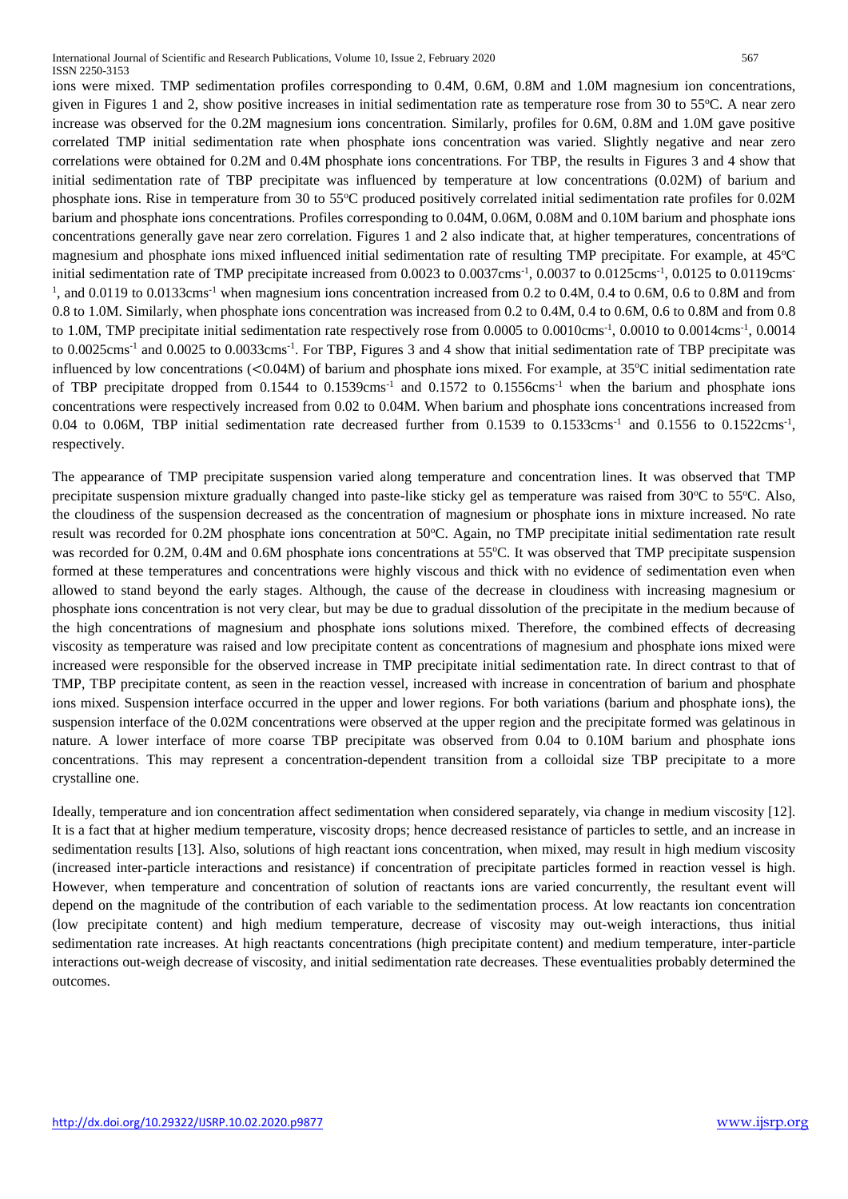ions were mixed. TMP sedimentation profiles corresponding to 0.4M, 0.6M, 0.8M and 1.0M magnesium ion concentrations, given in Figures 1 and 2, show positive increases in initial sedimentation rate as temperature rose from 30 to 55°C. A near zero increase was observed for the 0.2M magnesium ions concentration. Similarly, profiles for 0.6M, 0.8M and 1.0M gave positive correlated TMP initial sedimentation rate when phosphate ions concentration was varied. Slightly negative and near zero correlations were obtained for 0.2M and 0.4M phosphate ions concentrations. For TBP, the results in Figures 3 and 4 show that initial sedimentation rate of TBP precipitate was influenced by temperature at low concentrations (0.02M) of barium and phosphate ions. Rise in temperature from 30 to 55°C produced positively correlated initial sedimentation rate profiles for 0.02M barium and phosphate ions concentrations. Profiles corresponding to 0.04M, 0.06M, 0.08M and 0.10M barium and phosphate ions concentrations generally gave near zero correlation. Figures 1 and 2 also indicate that, at higher temperatures, concentrations of magnesium and phosphate ions mixed influenced initial sedimentation rate of resulting TMP precipitate. For example, at 45°C initial sedimentation rate of TMP precipitate increased from 0.0023 to 0.0037cms$^{-1}$, 0.0037 to 0.0125cms$^{-1}$, 0.0125 to 0.0119cms$^{-1}$, and 0.0119 to 0.0133cms$^{-1}$ when magnesium ions concentration increased from 0.2 to 0.4M, 0.4 to 0.6M, 0.6 to 0.8M and from 0.8 to 1.0M. Similarly, when phosphate ions concentration was increased from 0.2 to 0.4M, 0.4 to 0.6M, 0.6 to 0.8M and from 0.8 to 1.0M, TMP precipitate initial sedimentation rate respectively rose from 0.0005 to 0.0010cms$^{-1}$, 0.0010 to 0.0014cms$^{-1}$, 0.0014 to 0.0025cms$^{-1}$ and 0.0025 to 0.0033cms$^{-1}$. For TBP, Figures 3 and 4 show that initial sedimentation rate of TBP precipitate was influenced by low concentrations (<0.04M) of barium and phosphate ions mixed. For example, at 35°C initial sedimentation rate of TBP precipitate dropped from 0.1544 to 0.1539cms$^{-1}$ and 0.1572 to 0.1556cms$^{-1}$ when the barium and phosphate ions concentrations were respectively increased from 0.02 to 0.04M. When barium and phosphate ions concentrations increased from 0.04 to 0.06M, TBP initial sedimentation rate decreased further from 0.1539 to 0.1533cms$^{-1}$ and 0.1556 to 0.1522cms$^{-1}$, respectively.

The appearance of TMP precipitate suspension varied along temperature and concentration lines. It was observed that TMP precipitate suspension mixture gradually changed into paste-like sticky gel as temperature was raised from 30°C to 55°C. Also, the cloudiness of the suspension decreased as the concentration of magnesium or phosphate ions in mixture increased. No rate result was recorded for 0.2M phosphate ions concentration at 50°C. Again, no TMP precipitate initial sedimentation rate result was recorded for 0.2M, 0.4M and 0.6M phosphate ions concentrations at 55°C. It was observed that TMP precipitate suspension formed at these temperatures and concentrations were highly viscous and thick with no evidence of sedimentation even when allowed to stand beyond the early stages. Although, the cause of the decrease in cloudiness with increasing magnesium or phosphate ions concentration is not very clear, but may be due to gradual dissolution of the precipitate in the medium because of the high concentrations of magnesium and phosphate ions solutions mixed. Therefore, the combined effects of decreasing viscosity as temperature was raised and low precipitate content as concentrations of magnesium and phosphate ions mixed were increased were responsible for the observed increase in TMP precipitate initial sedimentation rate. In direct contrast to that of TMP, TBP precipitate content, as seen in the reaction vessel, increased with increase in concentration of barium and phosphate ions mixed. Suspension interface occurred in the upper and lower regions. For both variations (barium and phosphate ions), the suspension interface of the 0.02M concentrations were observed at the upper region and the precipitate formed was gelatinous in nature. A lower interface of more coarse TBP precipitate was observed from 0.04 to 0.10M barium and phosphate ions concentrations. This may represent a concentration-dependent transition from a colloidal size TBP precipitate to a more crystalline one.

Ideally, temperature and ion concentration affect sedimentation when considered separately, via change in medium viscosity [12]. It is a fact that at higher medium temperature, viscosity drops; hence decreased resistance of particles to settle, and an increase in sedimentation results [13]. Also, solutions of high reactant ions concentration, when mixed, may result in high medium viscosity (increased inter-particle interactions and resistance) if concentration of precipitate particles formed in reaction vessel is high. However, when temperature and concentration of solution of reactants ions are varied concurrently, the resultant event will depend on the magnitude of the contribution of each variable to the sedimentation process. At low reactants ion concentration (low precipitate content) and high medium temperature, decrease of viscosity may out-weigh interactions, thus initial sedimentation rate increases. At high reactants concentrations (high precipitate content) and medium temperature, inter-particle interactions out-weigh decrease of viscosity, and initial sedimentation rate decreases. These eventualities probably determined the outcomes.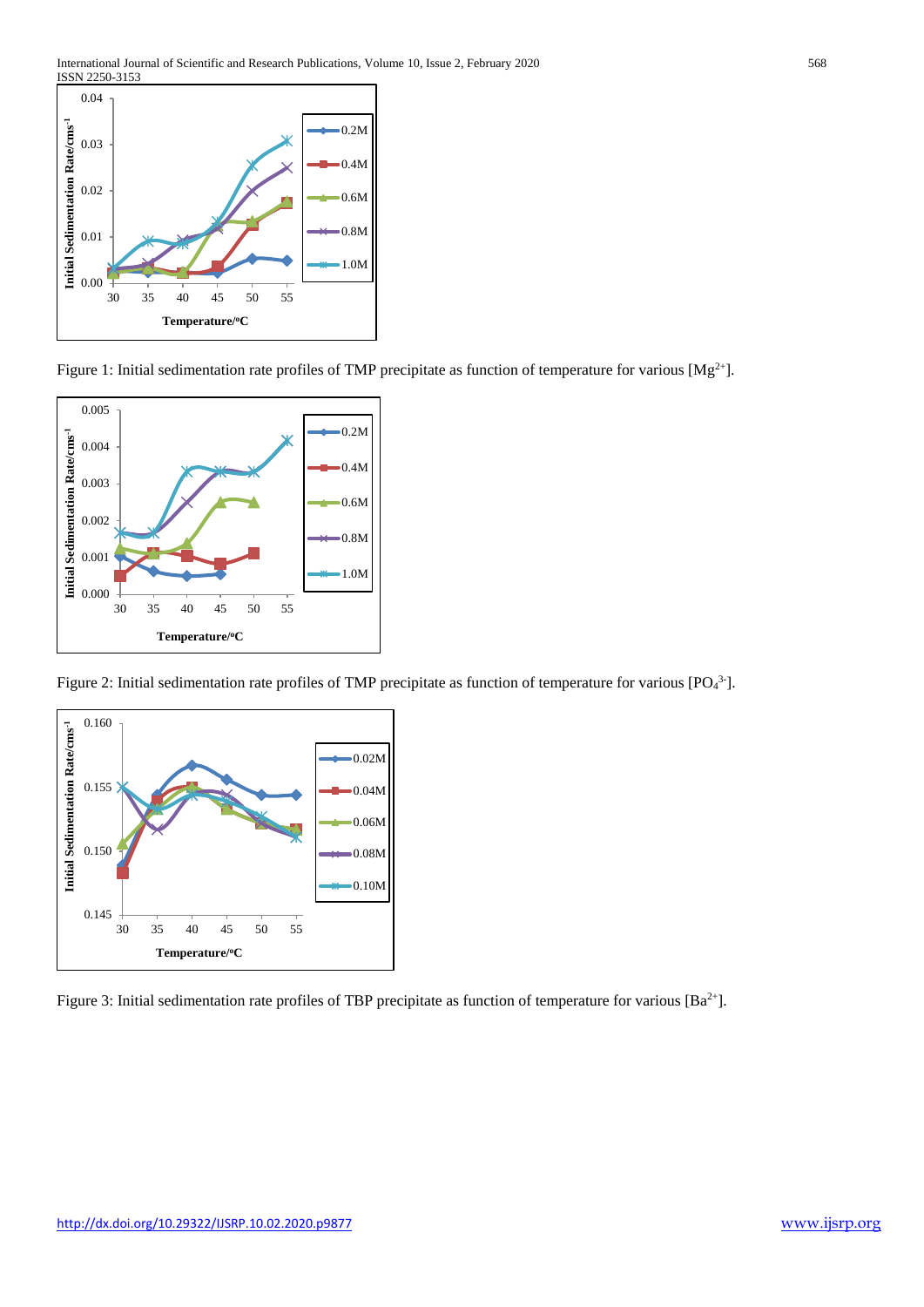Figure 1: Initial sedimentation rate profiles of TMP precipitate as function of temperature for various [$Mg^{2+}$].

Figure 2: Initial sedimentation rate profiles of TMP precipitate as function of temperature for various [$PO_4^{3-}$].

Figure 3: Initial sedimentation rate profiles of TBP precipitate as function of temperature for various [$Ba^{2+}$].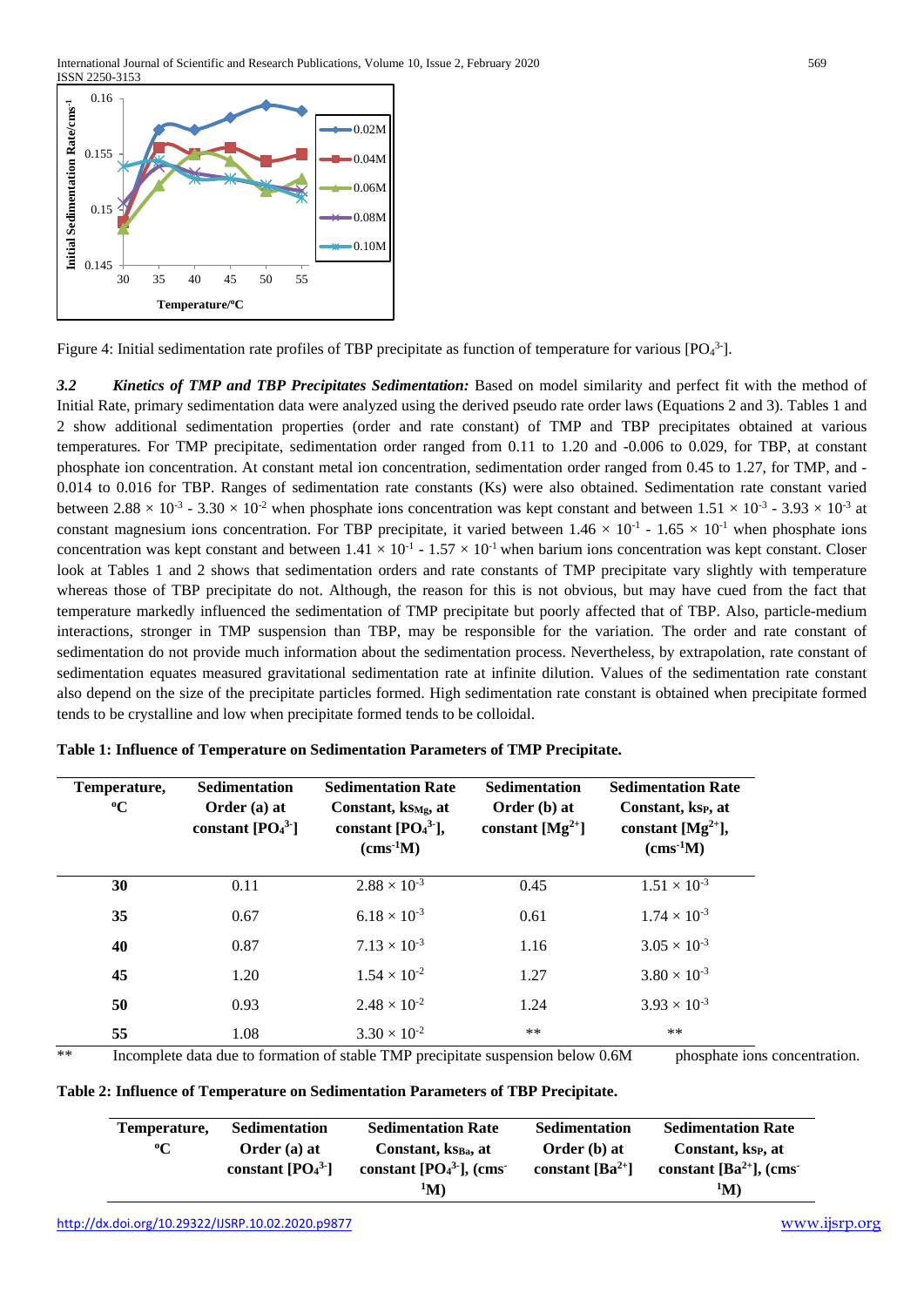Figure 4: Initial sedimentation rate profiles of TBP precipitate as function of temperature for various [$PO_4^{3-}$].

***3.2 Kinetics of TMP and TBP Precipitates Sedimentation:*** Based on model similarity and perfect fit with the method of Initial Rate, primary sedimentation data were analyzed using the derived pseudo rate order laws (Equations 2 and 3). Tables 1 and 2 show additional sedimentation properties (order and rate constant) of TMP and TBP precipitates obtained at various temperatures. For TMP precipitate, sedimentation order ranged from 0.11 to 1.20 and -0.006 to 0.029, for TBP, at constant phosphate ion concentration. At constant metal ion concentration, sedimentation order ranged from 0.45 to 1.27, for TMP, and -0.014 to 0.016 for TBP. Ranges of sedimentation rate constants (Ks) were also obtained. Sedimentation rate constant varied between $2.88 \times 10^{-3}$ - $3.30 \times 10^{-2}$ when phosphate ions concentration was kept constant and between $1.51 \times 10^{-3}$ - $3.93 \times 10^{-3}$ at constant magnesium ions concentration. For TBP precipitate, it varied between $1.46 \times 10^{-1}$ - $1.65 \times 10^{-1}$ when phosphate ions concentration was kept constant and between $1.41 \times 10^{-1}$ - $1.57 \times 10^{-1}$ when barium ions concentration was kept constant. Closer look at Tables 1 and 2 shows that sedimentation orders and rate constants of TMP precipitate vary slightly with temperature whereas those of TBP precipitate do not. Although, the reason for this is not obvious, but may have cued from the fact that temperature markedly influenced the sedimentation of TMP precipitate but poorly affected that of TBP. Also, particle-medium interactions, stronger in TMP suspension than TBP, may be responsible for the variation. The order and rate constant of sedimentation do not provide much information about the sedimentation process. Nevertheless, by extrapolation, rate constant of sedimentation equates measured gravitational sedimentation rate at infinite dilution. Values of the sedimentation rate constant also depend on the size of the precipitate particles formed. High sedimentation rate constant is obtained when precipitate formed tends to be crystalline and low when precipitate formed tends to be colloidal.

**Table 1: Influence of Temperature on Sedimentation Parameters of TMP Precipitate.**

| Temperature, °C | Sedimentation Order (a) at constant [$PO_4^{3-}$] | Sedimentation Rate Constant, $ks_{Mg}$, at constant [$PO_4^{3-}$], ($cms^{-1}M$) | Sedimentation Order (b) at constant [$Mg^{2+}$] | Sedimentation Rate Constant, $ks_P$, at constant [$Mg^{2+}$], ($cms^{-1}M$) |
|---|---|---|---|---|
| **30** | 0.11 | $2.88 \times 10^{-3}$ | 0.45 | $1.51 \times 10^{-3}$ |
| **35** | 0.67 | $6.18 \times 10^{-3}$ | 0.61 | $1.74 \times 10^{-3}$ |
| **40** | 0.87 | $7.13 \times 10^{-3}$ | 1.16 | $3.05 \times 10^{-3}$ |
| **45** | 1.20 | $1.54 \times 10^{-2}$ | 1.27 | $3.80 \times 10^{-3}$ |
| **50** | 0.93 | $2.48 \times 10^{-2}$ | 1.24 | $3.93 \times 10^{-3}$ |
| **55** | 1.08 | $3.30 \times 10^{-2}$ | ** | ** |

** Incomplete data due to formation of stable TMP precipitate suspension below 0.6M phosphate ions concentration.

**Table 2: Influence of Temperature on Sedimentation Parameters of TBP Precipitate.**

| Temperature, °C | Sedimentation Order (a) at constant [$PO_4^{3-}$] | Sedimentation Rate Constant, $ks_{Ba}$, at constant [$PO_4^{3-}$], ($cms^{-1}M$) | Sedimentation Order (b) at constant [$Ba^{2+}$] | Sedimentation Rate Constant, $ks_P$, at constant [$Ba^{2+}$], ($cms^{-1}M$) |
|---|---|---|---|---|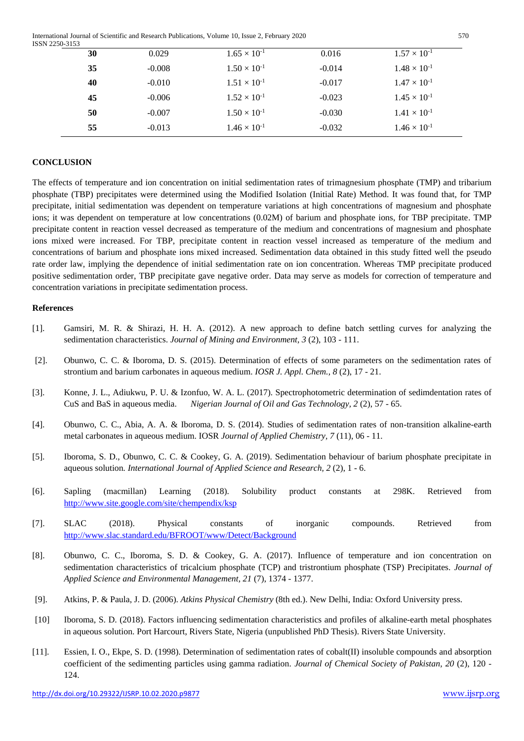| 30 | 0.029 | $1.65 \times 10^{-1}$ | 0.016 | $1.57 \times 10^{-1}$ |
|---|---|---|---|---|
| 35 | -0.008 | $1.50 \times 10^{-1}$ | -0.014 | $1.48 \times 10^{-1}$ |
| 40 | -0.010 | $1.51 \times 10^{-1}$ | -0.017 | $1.47 \times 10^{-1}$ |
| 45 | -0.006 | $1.52 \times 10^{-1}$ | -0.023 | $1.45 \times 10^{-1}$ |
| 50 | -0.007 | $1.50 \times 10^{-1}$ | -0.030 | $1.41 \times 10^{-1}$ |
| 55 | -0.013 | $1.46 \times 10^{-1}$ | -0.032 | $1.46 \times 10^{-1}$ |

## CONCLUSION

The effects of temperature and ion concentration on initial sedimentation rates of trimagnesium phosphate (TMP) and tribarium phosphate (TBP) precipitates were determined using the Modified Isolation (Initial Rate) Method. It was found that, for TMP precipitate, initial sedimentation was dependent on temperature variations at high concentrations of magnesium and phosphate ions; it was dependent on temperature at low concentrations (0.02M) of barium and phosphate ions, for TBP precipitate. TMP precipitate content in reaction vessel decreased as temperature of the medium and concentrations of magnesium and phosphate ions mixed were increased. For TBP, precipitate content in reaction vessel increased as temperature of the medium and concentrations of barium and phosphate ions mixed increased. Sedimentation data obtained in this study fitted well the pseudo rate order law, implying the dependence of initial sedimentation rate on ion concentration. Whereas TMP precipitate produced positive sedimentation order, TBP precipitate gave negative order. Data may serve as models for correction of temperature and concentration variations in precipitate sedimentation process.

## References

[1]. Gamsiri, M. R. & Shirazi, H. H. A. (2012). A new approach to define batch settling curves for analyzing the sedimentation characteristics. *Journal of Mining and Environment, 3* (2), 103 - 111.

[2]. Obunwo, C. C. & Iboroma, D. S. (2015). Determination of effects of some parameters on the sedimentation rates of strontium and barium carbonates in aqueous medium. *IOSR J. Appl. Chem., 8* (2), 17 - 21.

[3]. Konne, J. L., Adiukwu, P. U. & Izonfuo, W. A. L. (2017). Spectrophotometric determination of sedimdentation rates of CuS and BaS in aqueous media. *Nigerian Journal of Oil and Gas Technology, 2* (2), 57 - 65.

[4]. Obunwo, C. C., Abia, A. A. & Iboroma, D. S. (2014). Studies of sedimentation rates of non-transition alkaline-earth metal carbonates in aqueous medium. IOSR *Journal of Applied Chemistry, 7* (11), 06 - 11.

[5]. Iboroma, S. D., Obunwo, C. C. & Cookey, G. A. (2019). Sedimentation behaviour of barium phosphate precipitate in aqueous solution. *International Journal of Applied Science and Research, 2* (2), 1 - 6.

[6]. Sapling (macmillan) Learning (2018). Solubility product constants at 298K. Retrieved from http://www.site.google.com/site/chempendix/ksp

[7]. SLAC (2018). Physical constants of inorganic compounds. Retrieved from http://www.slac.standard.edu/BFROOT/www/Detect/Background

[8]. Obunwo, C. C., Iboroma, S. D. & Cookey, G. A. (2017). Influence of temperature and ion concentration on sedimentation characteristics of tricalcium phosphate (TCP) and tristrontium phosphate (TSP) Precipitates. *Journal of Applied Science and Environmental Management, 21* (7), 1374 - 1377.

[9]. Atkins, P. & Paula, J. D. (2006). *Atkins Physical Chemistry* (8th ed.). New Delhi, India: Oxford University press.

[10] Iboroma, S. D. (2018). Factors influencing sedimentation characteristics and profiles of alkaline-earth metal phosphates in aqueous solution. Port Harcourt, Rivers State, Nigeria (unpublished PhD Thesis). Rivers State University.

[11]. Essien, I. O., Ekpe, S. D. (1998). Determination of sedimentation rates of cobalt(II) insoluble compounds and absorption coefficient of the sedimenting particles using gamma radiation. *Journal of Chemical Society of Pakistan, 20* (2), 120 - 124.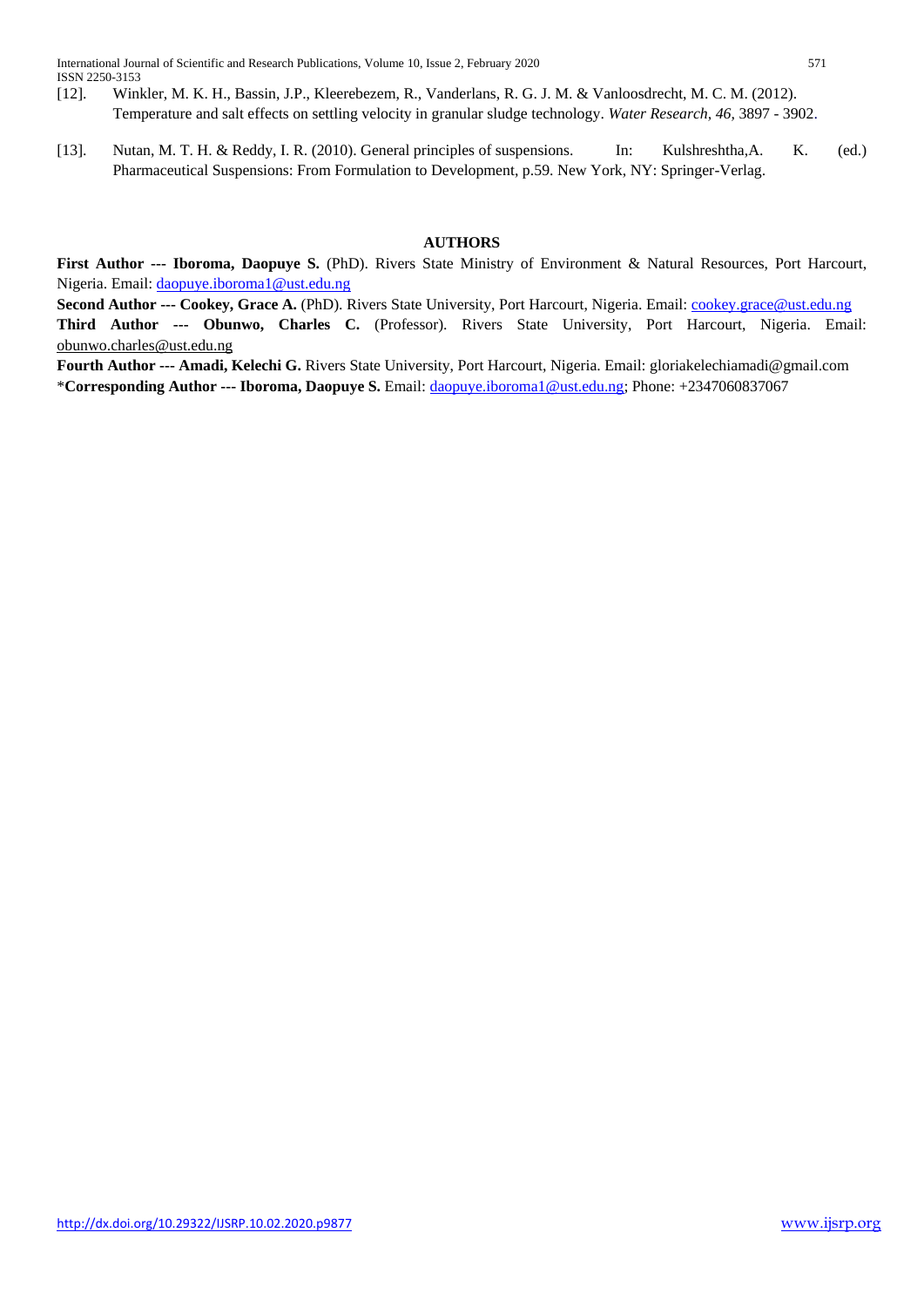[12]. Winkler, M. K. H., Bassin, J.P., Kleerebezem, R., Vanderlans, R. G. J. M. & Vanloosdrecht, M. C. M. (2012). Temperature and salt effects on settling velocity in granular sludge technology. *Water Research, 46,* 3897 - 3902.

[13]. Nutan, M. T. H. & Reddy, I. R. (2010). General principles of suspensions. In: Kulshreshtha,A. K. (ed.) Pharmaceutical Suspensions: From Formulation to Development, p.59. New York, NY: Springer-Verlag.

## AUTHORS

**First Author --- Iboroma, Daopuye S.** (PhD). Rivers State Ministry of Environment & Natural Resources, Port Harcourt, Nigeria. Email: daopuye.iboroma1@ust.edu.ng

**Second Author --- Cookey, Grace A.** (PhD). Rivers State University, Port Harcourt, Nigeria. Email: cookey.grace@ust.edu.ng

**Third Author --- Obunwo, Charles C.** (Professor). Rivers State University, Port Harcourt, Nigeria. Email: obunwo.charles@ust.edu.ng

**Fourth Author --- Amadi, Kelechi G.** Rivers State University, Port Harcourt, Nigeria. Email: gloriakelechiamadi@gmail.com

\***Corresponding Author --- Iboroma, Daopuye S.** Email: daopuye.iboroma1@ust.edu.ng; Phone: +2347060837067